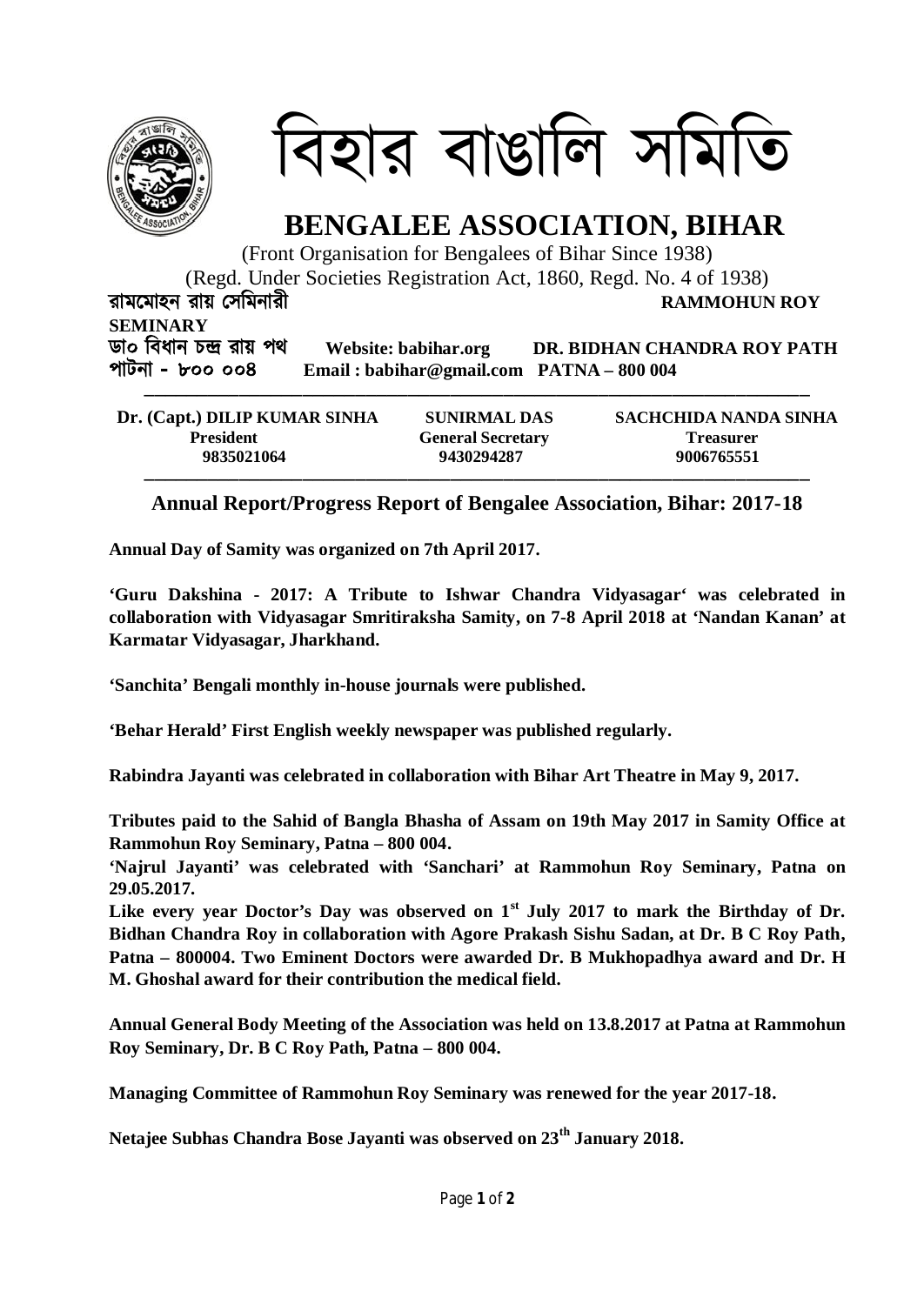# বিহার বাঙালি সমিতি

# BENGALEE ASSOCIATION, BIHAR

(Front Organisation for Bengalees of Bihar Since 1938)

(Regd. Under Societies Registration Act, 1860, Regd. No. 4 of 1938)

**রামমোহন রায় সেমিনারী** **RAMMOHUN ROY SEMINARY**

**ডা০ বিধান চন্দ্র রায় পথ** **Website: babihar.org** **DR. BIDHAN CHANDRA ROY PATH**

**পাটনা - ৮০০ ০০৪** **Email : babihar@gmail.com** **PATNA – 800 004**

| Dr. (Capt.) DILIP KUMAR SINHA | SUNIRMAL DAS | SACHCHIDA NANDA SINHA |
|---|---|---|
| President | General Secretary | Treasurer |
| 9835021064 | 9430294287 | 9006765551 |

## Annual Report/Progress Report of Bengalee Association, Bihar: 2017-18

**Annual Day of Samity was organized on 7th April 2017.**

**'Guru Dakshina - 2017: A Tribute to Ishwar Chandra Vidyasagar' was celebrated in collaboration with Vidyasagar Smritiraksha Samity, on 7-8 April 2018 at 'Nandan Kanan' at Karmatar Vidyasagar, Jharkhand.**

**'Sanchita' Bengali monthly in-house journals were published.**

**'Behar Herald' First English weekly newspaper was published regularly.**

**Rabindra Jayanti was celebrated in collaboration with Bihar Art Theatre in May 9, 2017.**

**Tributes paid to the Sahid of Bangla Bhasha of Assam on 19th May 2017 in Samity Office at Rammohun Roy Seminary, Patna – 800 004.**

**'Najrul Jayanti' was celebrated with 'Sanchari' at Rammohun Roy Seminary, Patna on 29.05.2017.**

**Like every year Doctor's Day was observed on 1st July 2017 to mark the Birthday of Dr. Bidhan Chandra Roy in collaboration with Agore Prakash Sishu Sadan, at Dr. B C Roy Path, Patna – 800004. Two Eminent Doctors were awarded Dr. B Mukhopadhya award and Dr. H M. Ghoshal award for their contribution the medical field.**

**Annual General Body Meeting of the Association was held on 13.8.2017 at Patna at Rammohun Roy Seminary, Dr. B C Roy Path, Patna – 800 004.**

**Managing Committee of Rammohun Roy Seminary was renewed for the year 2017-18.**

**Netajee Subhas Chandra Bose Jayanti was observed on 23th January 2018.**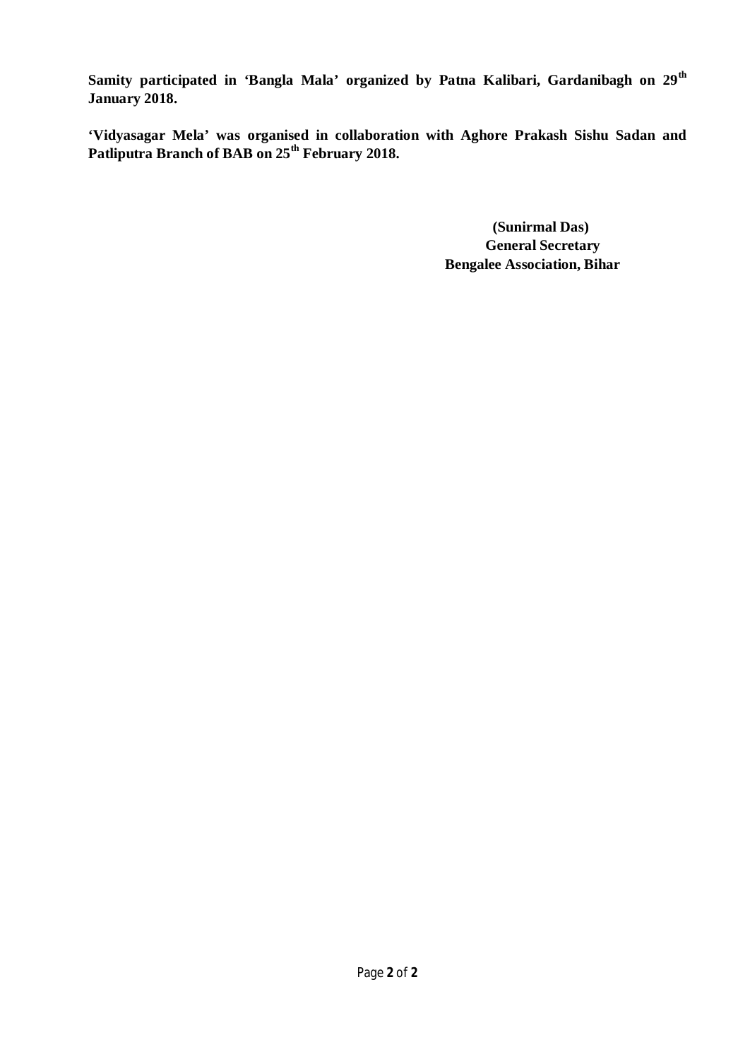**Samity participated in 'Bangla Mala' organized by Patna Kalibari, Gardanibagh on 29th January 2018.**

**'Vidyasagar Mela' was organised in collaboration with Aghore Prakash Sishu Sadan and Patliputra Branch of BAB on 25th February 2018.**

**(Sunirmal Das)**
**General Secretary**
**Bengalee Association, Bihar**